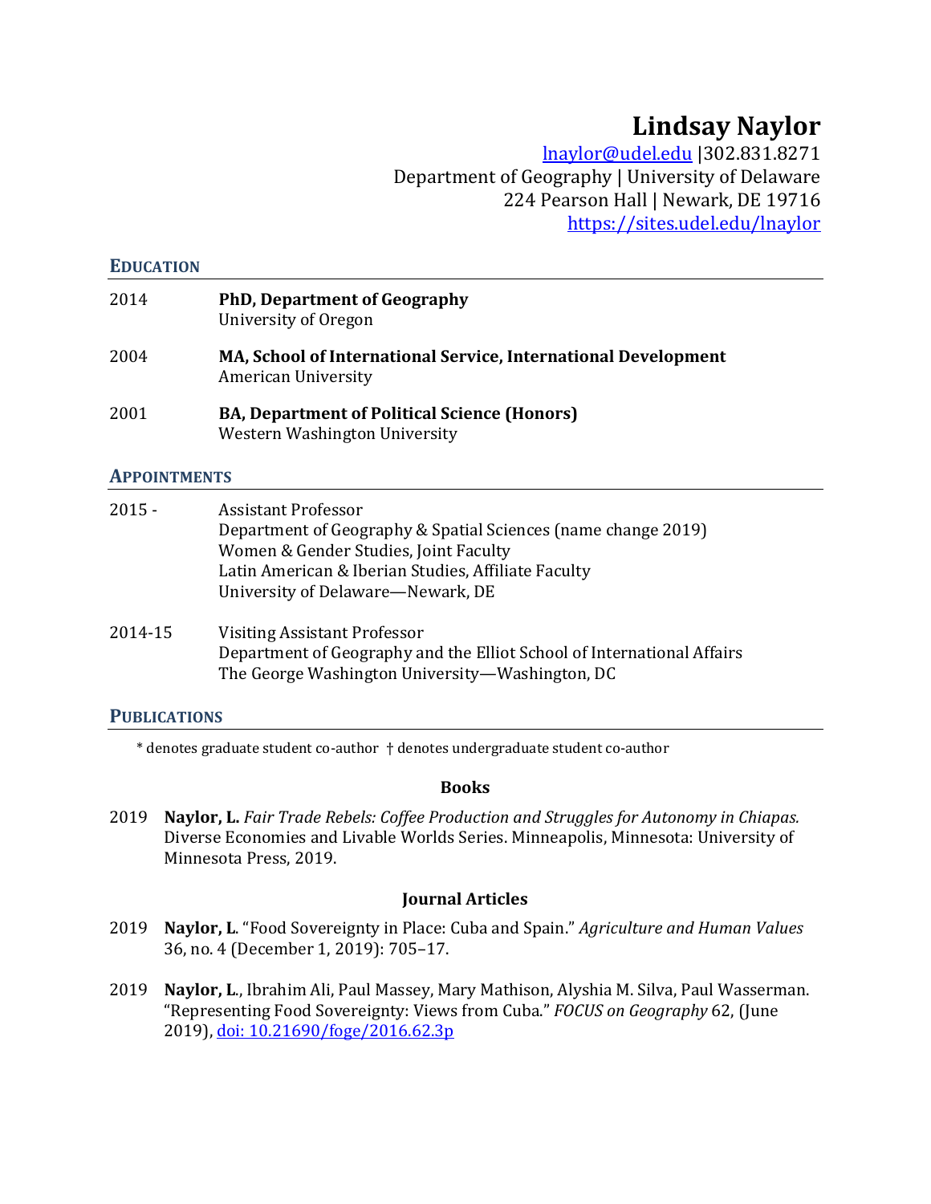# Lindsay Naylor

lnaylor@udel.edu |302.831.8271
Department of Geography | University of Delaware
224 Pearson Hall | Newark, DE 19716
https://sites.udel.edu/lnaylor

## EDUCATION

2014 **PhD, Department of Geography**
University of Oregon

2004 **MA, School of International Service, International Development**
American University

2001 **BA, Department of Political Science (Honors)**
Western Washington University

## APPOINTMENTS

2015 - Assistant Professor
Department of Geography & Spatial Sciences (name change 2019)
Women & Gender Studies, Joint Faculty
Latin American & Iberian Studies, Affiliate Faculty
University of Delaware—Newark, DE

2014-15 Visiting Assistant Professor
Department of Geography and the Elliot School of International Affairs
The George Washington University—Washington, DC

## PUBLICATIONS

* denotes graduate student co-author † denotes undergraduate student co-author

### Books

2019 **Naylor, L.** *Fair Trade Rebels: Coffee Production and Struggles for Autonomy in Chiapas.* Diverse Economies and Livable Worlds Series. Minneapolis, Minnesota: University of Minnesota Press, 2019.

### Journal Articles

2019 **Naylor, L**. “Food Sovereignty in Place: Cuba and Spain.” *Agriculture and Human Values* 36, no. 4 (December 1, 2019): 705–17.

2019 **Naylor, L.**, Ibrahim Ali, Paul Massey, Mary Mathison, Alyshia M. Silva, Paul Wasserman. “Representing Food Sovereignty: Views from Cuba.” *FOCUS on Geography* 62, (June 2019), doi: 10.21690/foge/2016.62.3p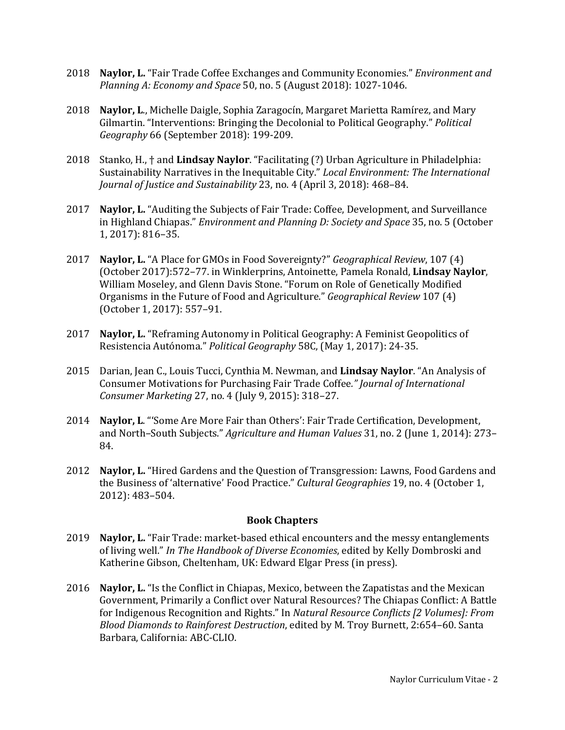2018 **Naylor, L.** "Fair Trade Coffee Exchanges and Community Economies." *Environment and Planning A: Economy and Space* 50, no. 5 (August 2018): 1027-1046.

2018 **Naylor, L**., Michelle Daigle, Sophia Zaragocín, Margaret Marietta Ramírez, and Mary Gilmartin. "Interventions: Bringing the Decolonial to Political Geography." *Political Geography* 66 (September 2018): 199-209.

2018 Stanko, H., † and **Lindsay Naylor**. "Facilitating (?) Urban Agriculture in Philadelphia: Sustainability Narratives in the Inequitable City." *Local Environment: The International Journal of Justice and Sustainability* 23, no. 4 (April 3, 2018): 468–84.

2017 **Naylor, L.** "Auditing the Subjects of Fair Trade: Coffee, Development, and Surveillance in Highland Chiapas." *Environment and Planning D: Society and Space* 35, no. 5 (October 1, 2017): 816–35.

2017 **Naylor, L.** "A Place for GMOs in Food Sovereignty?" *Geographical Review*, 107 (4) (October 2017):572–77. in Winklerprins, Antoinette, Pamela Ronald, **Lindsay Naylor**, William Moseley, and Glenn Davis Stone. "Forum on Role of Genetically Modified Organisms in the Future of Food and Agriculture." *Geographical Review* 107 (4) (October 1, 2017): 557–91.

2017 **Naylor, L.** "Reframing Autonomy in Political Geography: A Feminist Geopolitics of Resistencia Autónoma." *Political Geography* 58C, (May 1, 2017): 24-35.

2015 Darian, Jean C., Louis Tucci, Cynthia M. Newman, and **Lindsay Naylor**. "An Analysis of Consumer Motivations for Purchasing Fair Trade Coffee*." Journal of International Consumer Marketing* 27, no. 4 (July 9, 2015): 318–27.

2014 **Naylor, L**. "'Some Are More Fair than Others': Fair Trade Certification, Development, and North–South Subjects." *Agriculture and Human Values* 31, no. 2 (June 1, 2014): 273–84.

2012 **Naylor, L.** "Hired Gardens and the Question of Transgression: Lawns, Food Gardens and the Business of 'alternative' Food Practice." *Cultural Geographies* 19, no. 4 (October 1, 2012): 483–504.

### Book Chapters

2019 **Naylor, L.** "Fair Trade: market-based ethical encounters and the messy entanglements of living well." *In The Handbook of Diverse Economies*, edited by Kelly Dombroski and Katherine Gibson, Cheltenham, UK: Edward Elgar Press (in press).

2016 **Naylor, L.** "Is the Conflict in Chiapas, Mexico, between the Zapatistas and the Mexican Government, Primarily a Conflict over Natural Resources? The Chiapas Conflict: A Battle for Indigenous Recognition and Rights." In *Natural Resource Conflicts [2 Volumes]: From Blood Diamonds to Rainforest Destruction*, edited by M. Troy Burnett, 2:654–60. Santa Barbara, California: ABC-CLIO.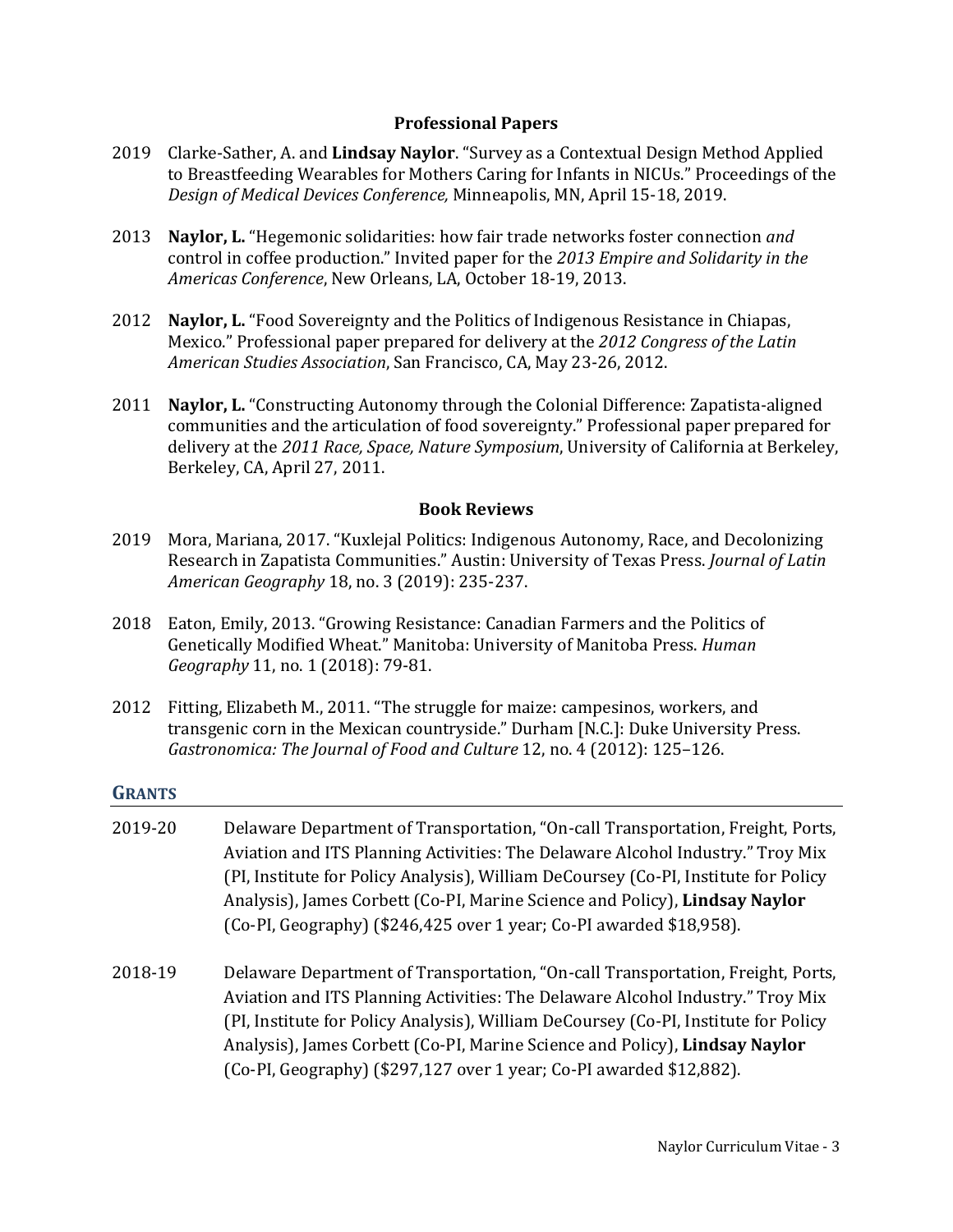### Professional Papers

2019 Clarke-Sather, A. and **Lindsay Naylor**. "Survey as a Contextual Design Method Applied to Breastfeeding Wearables for Mothers Caring for Infants in NICUs." Proceedings of the *Design of Medical Devices Conference,* Minneapolis, MN, April 15-18, 2019.

2013 **Naylor, L.** "Hegemonic solidarities: how fair trade networks foster connection *and* control in coffee production." Invited paper for the *2013 Empire and Solidarity in the Americas Conference*, New Orleans, LA, October 18-19, 2013.

2012 **Naylor, L.** "Food Sovereignty and the Politics of Indigenous Resistance in Chiapas, Mexico." Professional paper prepared for delivery at the *2012 Congress of the Latin American Studies Association*, San Francisco, CA, May 23-26, 2012.

2011 **Naylor, L.** "Constructing Autonomy through the Colonial Difference: Zapatista-aligned communities and the articulation of food sovereignty." Professional paper prepared for delivery at the *2011 Race, Space, Nature Symposium*, University of California at Berkeley, Berkeley, CA, April 27, 2011.

### Book Reviews

2019 Mora, Mariana, 2017. "Kuxlejal Politics: Indigenous Autonomy, Race, and Decolonizing Research in Zapatista Communities." Austin: University of Texas Press. *Journal of Latin American Geography* 18, no. 3 (2019): 235-237.

2018 Eaton, Emily, 2013. "Growing Resistance: Canadian Farmers and the Politics of Genetically Modified Wheat." Manitoba: University of Manitoba Press. *Human Geography* 11, no. 1 (2018): 79-81.

2012 Fitting, Elizabeth M., 2011. "The struggle for maize: campesinos, workers, and transgenic corn in the Mexican countryside." Durham [N.C.]: Duke University Press. *Gastronomica: The Journal of Food and Culture* 12, no. 4 (2012): 125–126.

## GRANTS

2019-20 Delaware Department of Transportation, "On-call Transportation, Freight, Ports, Aviation and ITS Planning Activities: The Delaware Alcohol Industry." Troy Mix (PI, Institute for Policy Analysis), William DeCoursey (Co-PI, Institute for Policy Analysis), James Corbett (Co-PI, Marine Science and Policy), **Lindsay Naylor** (Co-PI, Geography) ($246,425 over 1 year; Co-PI awarded $18,958).

2018-19 Delaware Department of Transportation, "On-call Transportation, Freight, Ports, Aviation and ITS Planning Activities: The Delaware Alcohol Industry." Troy Mix (PI, Institute for Policy Analysis), William DeCoursey (Co-PI, Institute for Policy Analysis), James Corbett (Co-PI, Marine Science and Policy), **Lindsay Naylor** (Co-PI, Geography) ($297,127 over 1 year; Co-PI awarded $12,882).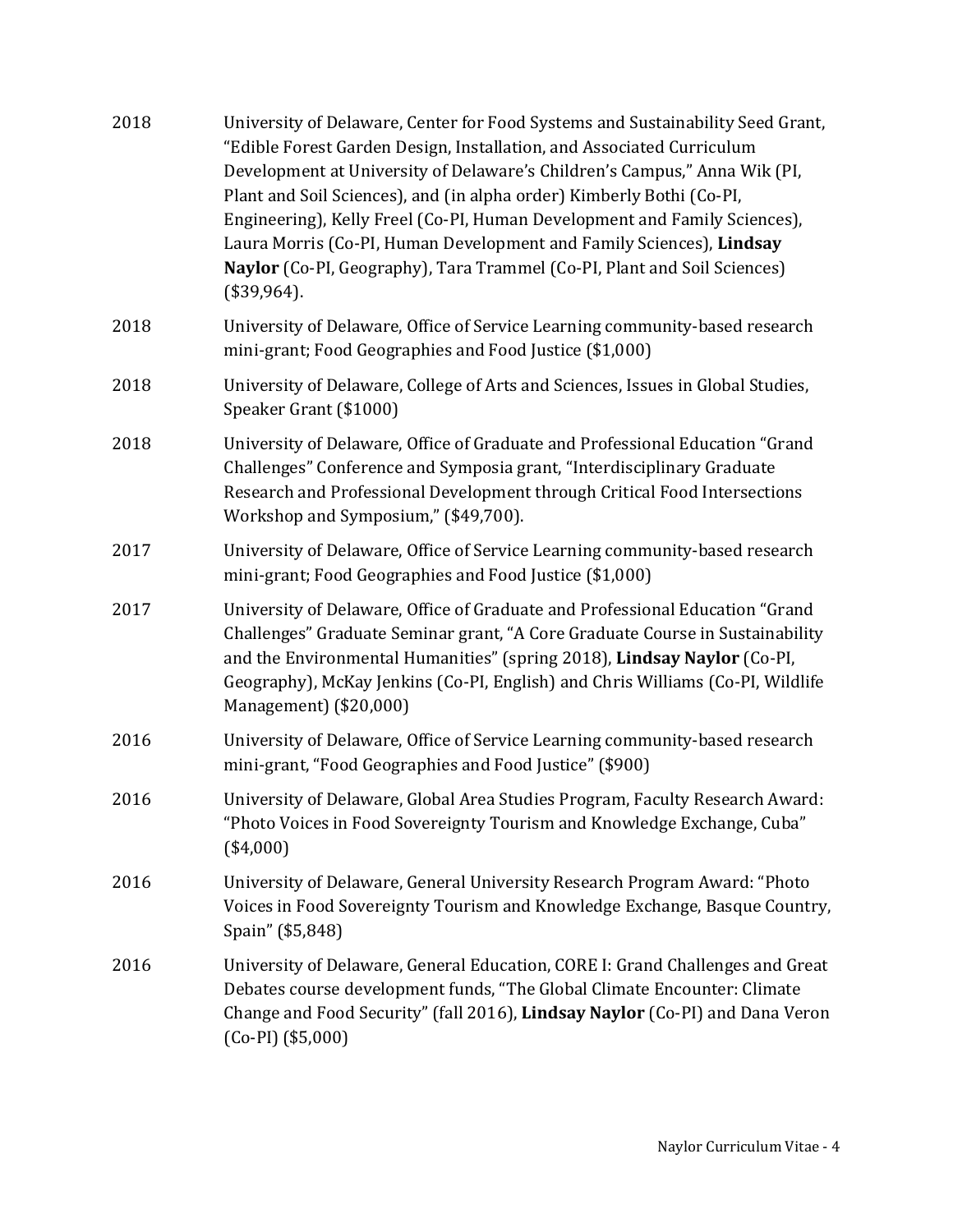2018 University of Delaware, Center for Food Systems and Sustainability Seed Grant, "Edible Forest Garden Design, Installation, and Associated Curriculum Development at University of Delaware's Children's Campus," Anna Wik (PI, Plant and Soil Sciences), and (in alpha order) Kimberly Bothi (Co-PI, Engineering), Kelly Freel (Co-PI, Human Development and Family Sciences), Laura Morris (Co-PI, Human Development and Family Sciences), **Lindsay Naylor** (Co-PI, Geography), Tara Trammel (Co-PI, Plant and Soil Sciences) ($39,964).

2018 University of Delaware, Office of Service Learning community-based research mini-grant; Food Geographies and Food Justice ($1,000)

2018 University of Delaware, College of Arts and Sciences, Issues in Global Studies, Speaker Grant ($1000)

2018 University of Delaware, Office of Graduate and Professional Education "Grand Challenges" Conference and Symposia grant, "Interdisciplinary Graduate Research and Professional Development through Critical Food Intersections Workshop and Symposium," ($49,700).

2017 University of Delaware, Office of Service Learning community-based research mini-grant; Food Geographies and Food Justice ($1,000)

2017 University of Delaware, Office of Graduate and Professional Education "Grand Challenges" Graduate Seminar grant, "A Core Graduate Course in Sustainability and the Environmental Humanities" (spring 2018), **Lindsay Naylor** (Co-PI, Geography), McKay Jenkins (Co-PI, English) and Chris Williams (Co-PI, Wildlife Management) ($20,000)

2016 University of Delaware, Office of Service Learning community-based research mini-grant, "Food Geographies and Food Justice" ($900)

2016 University of Delaware, Global Area Studies Program, Faculty Research Award: "Photo Voices in Food Sovereignty Tourism and Knowledge Exchange, Cuba" ($4,000)

2016 University of Delaware, General University Research Program Award: "Photo Voices in Food Sovereignty Tourism and Knowledge Exchange, Basque Country, Spain" ($5,848)

2016 University of Delaware, General Education, CORE I: Grand Challenges and Great Debates course development funds, "The Global Climate Encounter: Climate Change and Food Security" (fall 2016), **Lindsay Naylor** (Co-PI) and Dana Veron (Co-PI) ($5,000)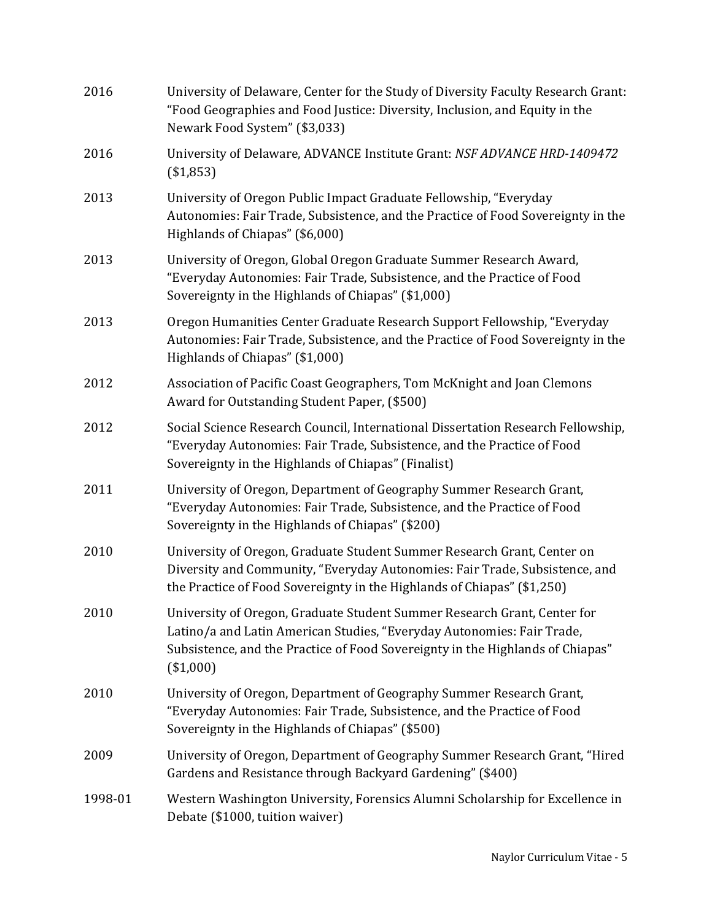2016 University of Delaware, Center for the Study of Diversity Faculty Research Grant: "Food Geographies and Food Justice: Diversity, Inclusion, and Equity in the Newark Food System" ($3,033)

2016 University of Delaware, ADVANCE Institute Grant: *NSF ADVANCE HRD-1409472* ($1,853)

2013 University of Oregon Public Impact Graduate Fellowship, "Everyday Autonomies: Fair Trade, Subsistence, and the Practice of Food Sovereignty in the Highlands of Chiapas" ($6,000)

2013 University of Oregon, Global Oregon Graduate Summer Research Award, "Everyday Autonomies: Fair Trade, Subsistence, and the Practice of Food Sovereignty in the Highlands of Chiapas" ($1,000)

2013 Oregon Humanities Center Graduate Research Support Fellowship, "Everyday Autonomies: Fair Trade, Subsistence, and the Practice of Food Sovereignty in the Highlands of Chiapas" ($1,000)

2012 Association of Pacific Coast Geographers, Tom McKnight and Joan Clemons Award for Outstanding Student Paper, ($500)

2012 Social Science Research Council, International Dissertation Research Fellowship, "Everyday Autonomies: Fair Trade, Subsistence, and the Practice of Food Sovereignty in the Highlands of Chiapas" (Finalist)

2011 University of Oregon, Department of Geography Summer Research Grant, "Everyday Autonomies: Fair Trade, Subsistence, and the Practice of Food Sovereignty in the Highlands of Chiapas" ($200)

2010 University of Oregon, Graduate Student Summer Research Grant, Center on Diversity and Community, "Everyday Autonomies: Fair Trade, Subsistence, and the Practice of Food Sovereignty in the Highlands of Chiapas" ($1,250)

2010 University of Oregon, Graduate Student Summer Research Grant, Center for Latino/a and Latin American Studies, "Everyday Autonomies: Fair Trade, Subsistence, and the Practice of Food Sovereignty in the Highlands of Chiapas" ($1,000)

2010 University of Oregon, Department of Geography Summer Research Grant, "Everyday Autonomies: Fair Trade, Subsistence, and the Practice of Food Sovereignty in the Highlands of Chiapas" ($500)

2009 University of Oregon, Department of Geography Summer Research Grant, "Hired Gardens and Resistance through Backyard Gardening" ($400)

1998-01 Western Washington University, Forensics Alumni Scholarship for Excellence in Debate ($1000, tuition waiver)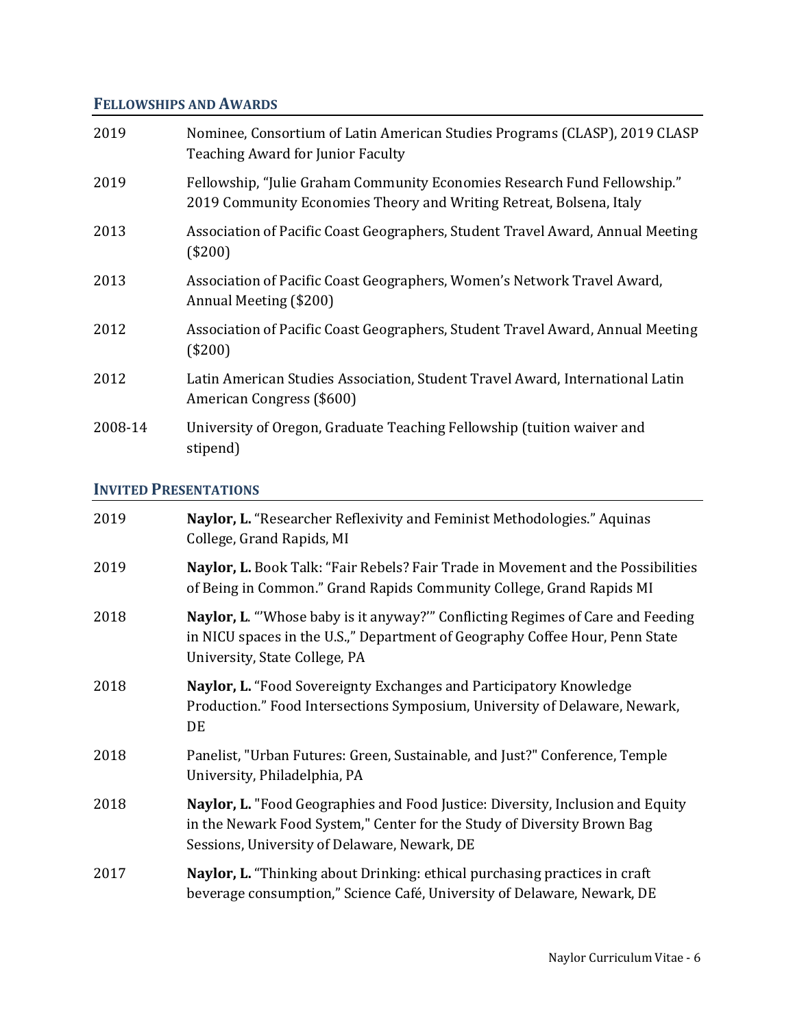## Fellowships and Awards

| | |
|---|---|
| 2019 | Nominee, Consortium of Latin American Studies Programs (CLASP), 2019 CLASP Teaching Award for Junior Faculty |
| 2019 | Fellowship, "Julie Graham Community Economies Research Fund Fellowship." 2019 Community Economies Theory and Writing Retreat, Bolsena, Italy |
| 2013 | Association of Pacific Coast Geographers, Student Travel Award, Annual Meeting ($200) |
| 2013 | Association of Pacific Coast Geographers, Women's Network Travel Award, Annual Meeting ($200) |
| 2012 | Association of Pacific Coast Geographers, Student Travel Award, Annual Meeting ($200) |
| 2012 | Latin American Studies Association, Student Travel Award, International Latin American Congress ($600) |
| 2008-14 | University of Oregon, Graduate Teaching Fellowship (tuition waiver and stipend) |

## Invited Presentations

| | |
|---|---|
| 2019 | **Naylor, L.** "Researcher Reflexivity and Feminist Methodologies." Aquinas College, Grand Rapids, MI |
| 2019 | **Naylor, L.** Book Talk: "Fair Rebels? Fair Trade in Movement and the Possibilities of Being in Common." Grand Rapids Community College, Grand Rapids MI |
| 2018 | **Naylor, L**. "'Whose baby is it anyway?'" Conflicting Regimes of Care and Feeding in NICU spaces in the U.S.," Department of Geography Coffee Hour, Penn State University, State College, PA |
| 2018 | **Naylor, L.** "Food Sovereignty Exchanges and Participatory Knowledge Production." Food Intersections Symposium, University of Delaware, Newark, DE |
| 2018 | Panelist, "Urban Futures: Green, Sustainable, and Just?" Conference, Temple University, Philadelphia, PA |
| 2018 | **Naylor, L.** "Food Geographies and Food Justice: Diversity, Inclusion and Equity in the Newark Food System," Center for the Study of Diversity Brown Bag Sessions, University of Delaware, Newark, DE |
| 2017 | **Naylor, L.** "Thinking about Drinking: ethical purchasing practices in craft beverage consumption," Science Café, University of Delaware, Newark, DE |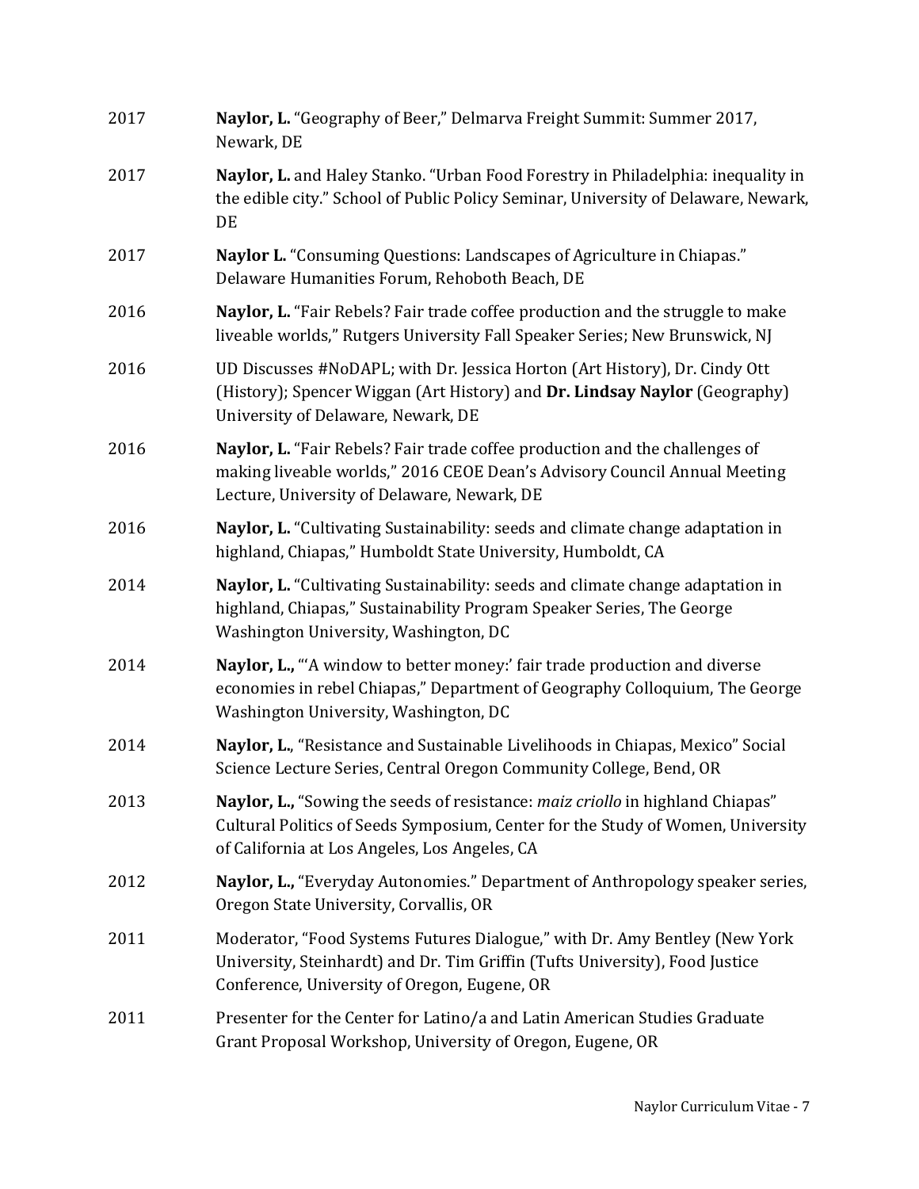2017 **Naylor, L.** "Geography of Beer," Delmarva Freight Summit: Summer 2017, Newark, DE

2017 **Naylor, L.** and Haley Stanko. "Urban Food Forestry in Philadelphia: inequality in the edible city." School of Public Policy Seminar, University of Delaware, Newark, DE

2017 **Naylor L.** "Consuming Questions: Landscapes of Agriculture in Chiapas." Delaware Humanities Forum, Rehoboth Beach, DE

2016 **Naylor, L.** "Fair Rebels? Fair trade coffee production and the struggle to make liveable worlds," Rutgers University Fall Speaker Series; New Brunswick, NJ

2016 UD Discusses #NoDAPL; with Dr. Jessica Horton (Art History), Dr. Cindy Ott (History); Spencer Wiggan (Art History) and **Dr. Lindsay Naylor** (Geography) University of Delaware, Newark, DE

2016 **Naylor, L.** "Fair Rebels? Fair trade coffee production and the challenges of making liveable worlds," 2016 CEOE Dean's Advisory Council Annual Meeting Lecture, University of Delaware, Newark, DE

2016 **Naylor, L.** "Cultivating Sustainability: seeds and climate change adaptation in highland, Chiapas," Humboldt State University, Humboldt, CA

2014 **Naylor, L.** "Cultivating Sustainability: seeds and climate change adaptation in highland, Chiapas," Sustainability Program Speaker Series, The George Washington University, Washington, DC

2014 **Naylor, L.,** "'A window to better money:' fair trade production and diverse economies in rebel Chiapas," Department of Geography Colloquium, The George Washington University, Washington, DC

2014 **Naylor, L.**, "Resistance and Sustainable Livelihoods in Chiapas, Mexico" Social Science Lecture Series, Central Oregon Community College, Bend, OR

2013 **Naylor, L.,** "Sowing the seeds of resistance: *maiz criollo* in highland Chiapas" Cultural Politics of Seeds Symposium, Center for the Study of Women, University of California at Los Angeles, Los Angeles, CA

2012 **Naylor, L.,** "Everyday Autonomies." Department of Anthropology speaker series, Oregon State University, Corvallis, OR

2011 Moderator, "Food Systems Futures Dialogue," with Dr. Amy Bentley (New York University, Steinhardt) and Dr. Tim Griffin (Tufts University), Food Justice Conference, University of Oregon, Eugene, OR

2011 Presenter for the Center for Latino/a and Latin American Studies Graduate Grant Proposal Workshop, University of Oregon, Eugene, OR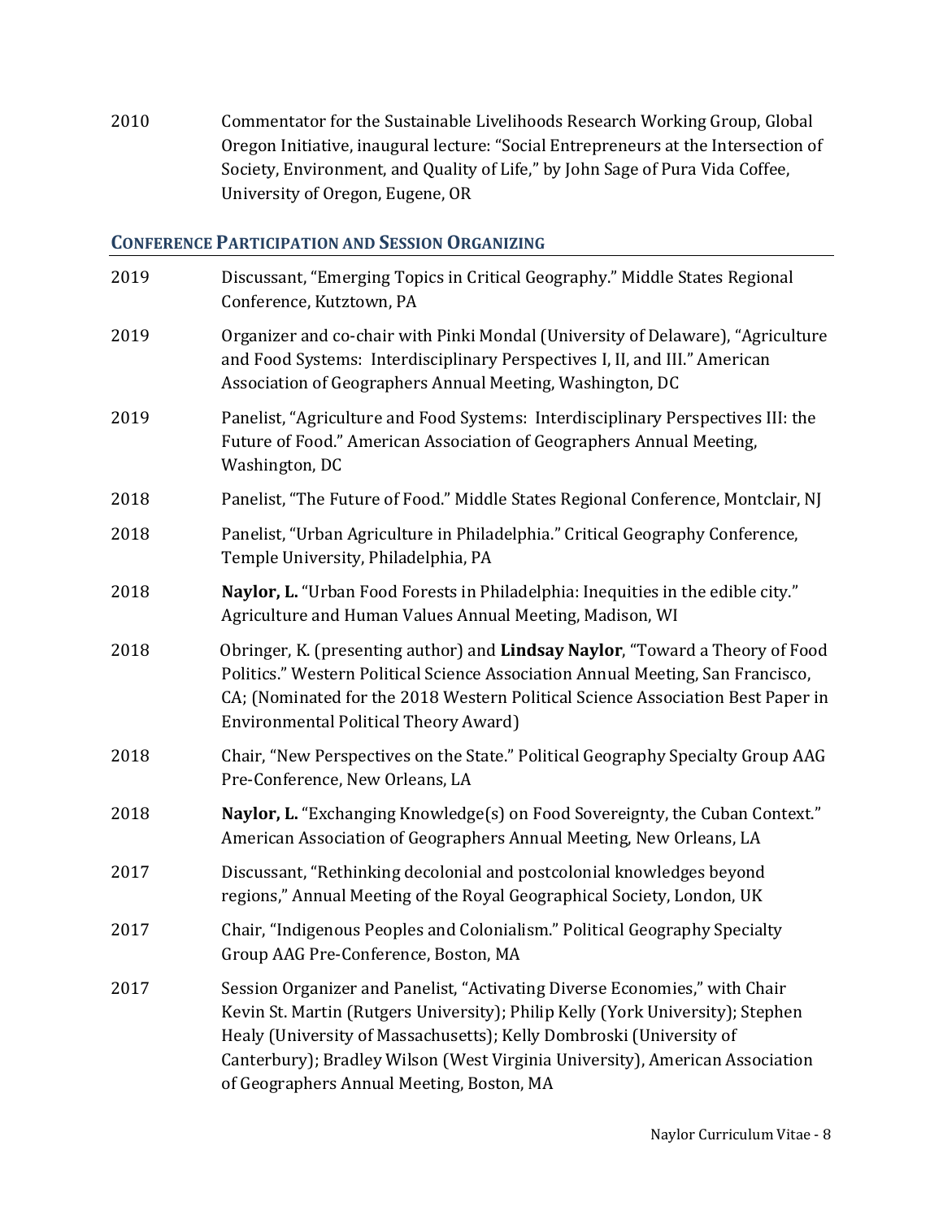2010 Commentator for the Sustainable Livelihoods Research Working Group, Global Oregon Initiative, inaugural lecture: "Social Entrepreneurs at the Intersection of Society, Environment, and Quality of Life," by John Sage of Pura Vida Coffee, University of Oregon, Eugene, OR

## CONFERENCE PARTICIPATION AND SESSION ORGANIZING

2019 Discussant, "Emerging Topics in Critical Geography." Middle States Regional Conference, Kutztown, PA

2019 Organizer and co-chair with Pinki Mondal (University of Delaware), "Agriculture and Food Systems: Interdisciplinary Perspectives I, II, and III." American Association of Geographers Annual Meeting, Washington, DC

2019 Panelist, "Agriculture and Food Systems: Interdisciplinary Perspectives III: the Future of Food." American Association of Geographers Annual Meeting, Washington, DC

2018 Panelist, "The Future of Food." Middle States Regional Conference, Montclair, NJ

2018 Panelist, "Urban Agriculture in Philadelphia." Critical Geography Conference, Temple University, Philadelphia, PA

2018 **Naylor, L.** "Urban Food Forests in Philadelphia: Inequities in the edible city." Agriculture and Human Values Annual Meeting, Madison, WI

2018 Obringer, K. (presenting author) and **Lindsay Naylor**, "Toward a Theory of Food Politics." Western Political Science Association Annual Meeting, San Francisco, CA; (Nominated for the 2018 Western Political Science Association Best Paper in Environmental Political Theory Award)

2018 Chair, "New Perspectives on the State." Political Geography Specialty Group AAG Pre-Conference, New Orleans, LA

2018 **Naylor, L.** "Exchanging Knowledge(s) on Food Sovereignty, the Cuban Context." American Association of Geographers Annual Meeting, New Orleans, LA

2017 Discussant, "Rethinking decolonial and postcolonial knowledges beyond regions," Annual Meeting of the Royal Geographical Society, London, UK

2017 Chair, "Indigenous Peoples and Colonialism." Political Geography Specialty Group AAG Pre-Conference, Boston, MA

2017 Session Organizer and Panelist, "Activating Diverse Economies," with Chair Kevin St. Martin (Rutgers University); Philip Kelly (York University); Stephen Healy (University of Massachusetts); Kelly Dombroski (University of Canterbury); Bradley Wilson (West Virginia University), American Association of Geographers Annual Meeting, Boston, MA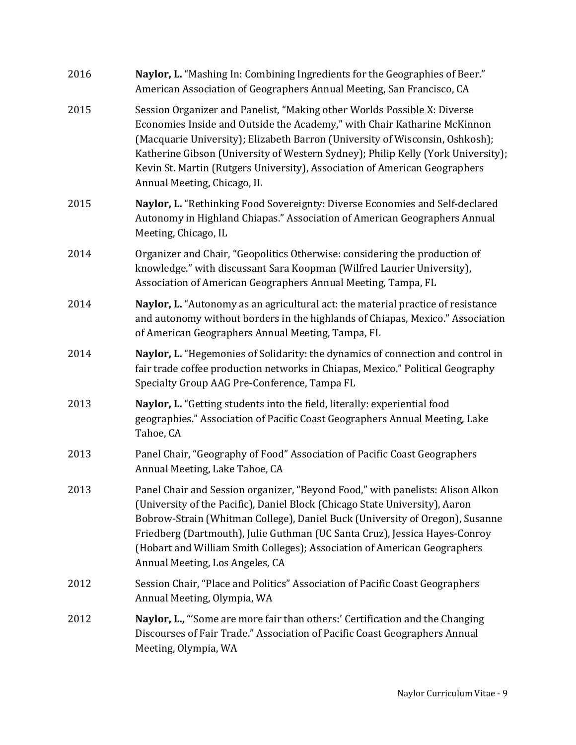2016 **Naylor, L.** "Mashing In: Combining Ingredients for the Geographies of Beer." American Association of Geographers Annual Meeting, San Francisco, CA

2015 Session Organizer and Panelist, "Making other Worlds Possible X: Diverse Economies Inside and Outside the Academy," with Chair Katharine McKinnon (Macquarie University); Elizabeth Barron (University of Wisconsin, Oshkosh); Katherine Gibson (University of Western Sydney); Philip Kelly (York University); Kevin St. Martin (Rutgers University), Association of American Geographers Annual Meeting, Chicago, IL

2015 **Naylor, L.** "Rethinking Food Sovereignty: Diverse Economies and Self-declared Autonomy in Highland Chiapas." Association of American Geographers Annual Meeting, Chicago, IL

2014 Organizer and Chair, "Geopolitics Otherwise: considering the production of knowledge." with discussant Sara Koopman (Wilfred Laurier University), Association of American Geographers Annual Meeting, Tampa, FL

2014 **Naylor, L.** "Autonomy as an agricultural act: the material practice of resistance and autonomy without borders in the highlands of Chiapas, Mexico." Association of American Geographers Annual Meeting, Tampa, FL

2014 **Naylor, L.** "Hegemonies of Solidarity: the dynamics of connection and control in fair trade coffee production networks in Chiapas, Mexico." Political Geography Specialty Group AAG Pre-Conference, Tampa FL

2013 **Naylor, L.** "Getting students into the field, literally: experiential food geographies." Association of Pacific Coast Geographers Annual Meeting, Lake Tahoe, CA

2013 Panel Chair, "Geography of Food" Association of Pacific Coast Geographers Annual Meeting, Lake Tahoe, CA

2013 Panel Chair and Session organizer, "Beyond Food," with panelists: Alison Alkon (University of the Pacific), Daniel Block (Chicago State University), Aaron Bobrow-Strain (Whitman College), Daniel Buck (University of Oregon), Susanne Friedberg (Dartmouth), Julie Guthman (UC Santa Cruz), Jessica Hayes-Conroy (Hobart and William Smith Colleges); Association of American Geographers Annual Meeting, Los Angeles, CA

2012 Session Chair, "Place and Politics" Association of Pacific Coast Geographers Annual Meeting, Olympia, WA

2012 **Naylor, L.,** "'Some are more fair than others:' Certification and the Changing Discourses of Fair Trade." Association of Pacific Coast Geographers Annual Meeting, Olympia, WA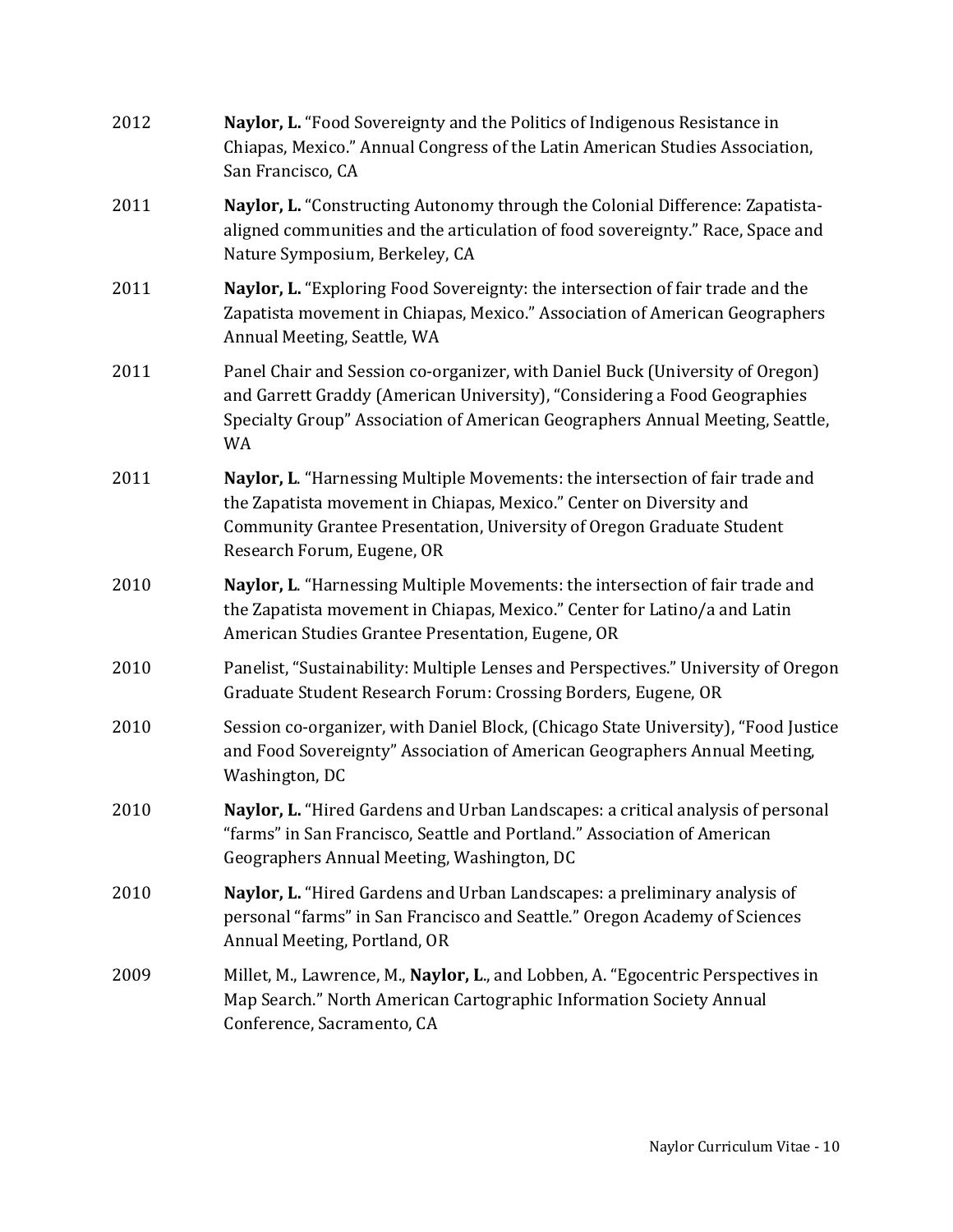2012 **Naylor, L.** "Food Sovereignty and the Politics of Indigenous Resistance in Chiapas, Mexico." Annual Congress of the Latin American Studies Association, San Francisco, CA

2011 **Naylor, L.** "Constructing Autonomy through the Colonial Difference: Zapatista-aligned communities and the articulation of food sovereignty." Race, Space and Nature Symposium, Berkeley, CA

2011 **Naylor, L.** "Exploring Food Sovereignty: the intersection of fair trade and the Zapatista movement in Chiapas, Mexico." Association of American Geographers Annual Meeting, Seattle, WA

2011 Panel Chair and Session co-organizer, with Daniel Buck (University of Oregon) and Garrett Graddy (American University), "Considering a Food Geographies Specialty Group" Association of American Geographers Annual Meeting, Seattle, WA

2011 **Naylor, L**. "Harnessing Multiple Movements: the intersection of fair trade and the Zapatista movement in Chiapas, Mexico." Center on Diversity and Community Grantee Presentation, University of Oregon Graduate Student Research Forum, Eugene, OR

2010 **Naylor, L**. "Harnessing Multiple Movements: the intersection of fair trade and the Zapatista movement in Chiapas, Mexico." Center for Latino/a and Latin American Studies Grantee Presentation, Eugene, OR

2010 Panelist, "Sustainability: Multiple Lenses and Perspectives." University of Oregon Graduate Student Research Forum: Crossing Borders, Eugene, OR

2010 Session co-organizer, with Daniel Block, (Chicago State University), "Food Justice and Food Sovereignty" Association of American Geographers Annual Meeting, Washington, DC

2010 **Naylor, L.** "Hired Gardens and Urban Landscapes: a critical analysis of personal "farms" in San Francisco, Seattle and Portland." Association of American Geographers Annual Meeting, Washington, DC

2010 **Naylor, L.** "Hired Gardens and Urban Landscapes: a preliminary analysis of personal "farms" in San Francisco and Seattle." Oregon Academy of Sciences Annual Meeting, Portland, OR

2009 Millet, M., Lawrence, M., **Naylor, L**., and Lobben, A. "Egocentric Perspectives in Map Search." North American Cartographic Information Society Annual Conference, Sacramento, CA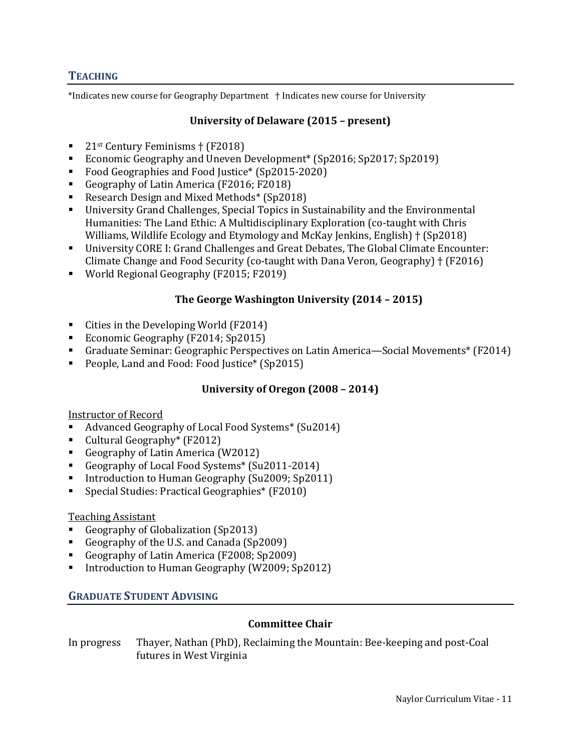## TEACHING

*Indicates new course for Geography Department † Indicates new course for University

### University of Delaware (2015 – present)

- 21st Century Feminisms † (F2018)
- Economic Geography and Uneven Development* (Sp2016; Sp2017; Sp2019)
- Food Geographies and Food Justice* (Sp2015-2020)
- Geography of Latin America (F2016; F2018)
- Research Design and Mixed Methods* (Sp2018)
- University Grand Challenges, Special Topics in Sustainability and the Environmental Humanities: The Land Ethic: A Multidisciplinary Exploration (co-taught with Chris Williams, Wildlife Ecology and Etymology and McKay Jenkins, English) † (Sp2018)
- University CORE I: Grand Challenges and Great Debates, The Global Climate Encounter: Climate Change and Food Security (co-taught with Dana Veron, Geography) † (F2016)
- World Regional Geography (F2015; F2019)

### The George Washington University (2014 – 2015)

- Cities in the Developing World (F2014)
- Economic Geography (F2014; Sp2015)
- Graduate Seminar: Geographic Perspectives on Latin America—Social Movements* (F2014)
- People, Land and Food: Food Justice* (Sp2015)

### University of Oregon (2008 – 2014)

Instructor of Record

- Advanced Geography of Local Food Systems* (Su2014)
- Cultural Geography* (F2012)
- Geography of Latin America (W2012)
- Geography of Local Food Systems* (Su2011-2014)
- Introduction to Human Geography (Su2009; Sp2011)
- Special Studies: Practical Geographies* (F2010)

Teaching Assistant

- Geography of Globalization (Sp2013)
- Geography of the U.S. and Canada (Sp2009)
- Geography of Latin America (F2008; Sp2009)
- Introduction to Human Geography (W2009; Sp2012)

## GRADUATE STUDENT ADVISING

### Committee Chair

In progress Thayer, Nathan (PhD), Reclaiming the Mountain: Bee-keeping and post-Coal futures in West Virginia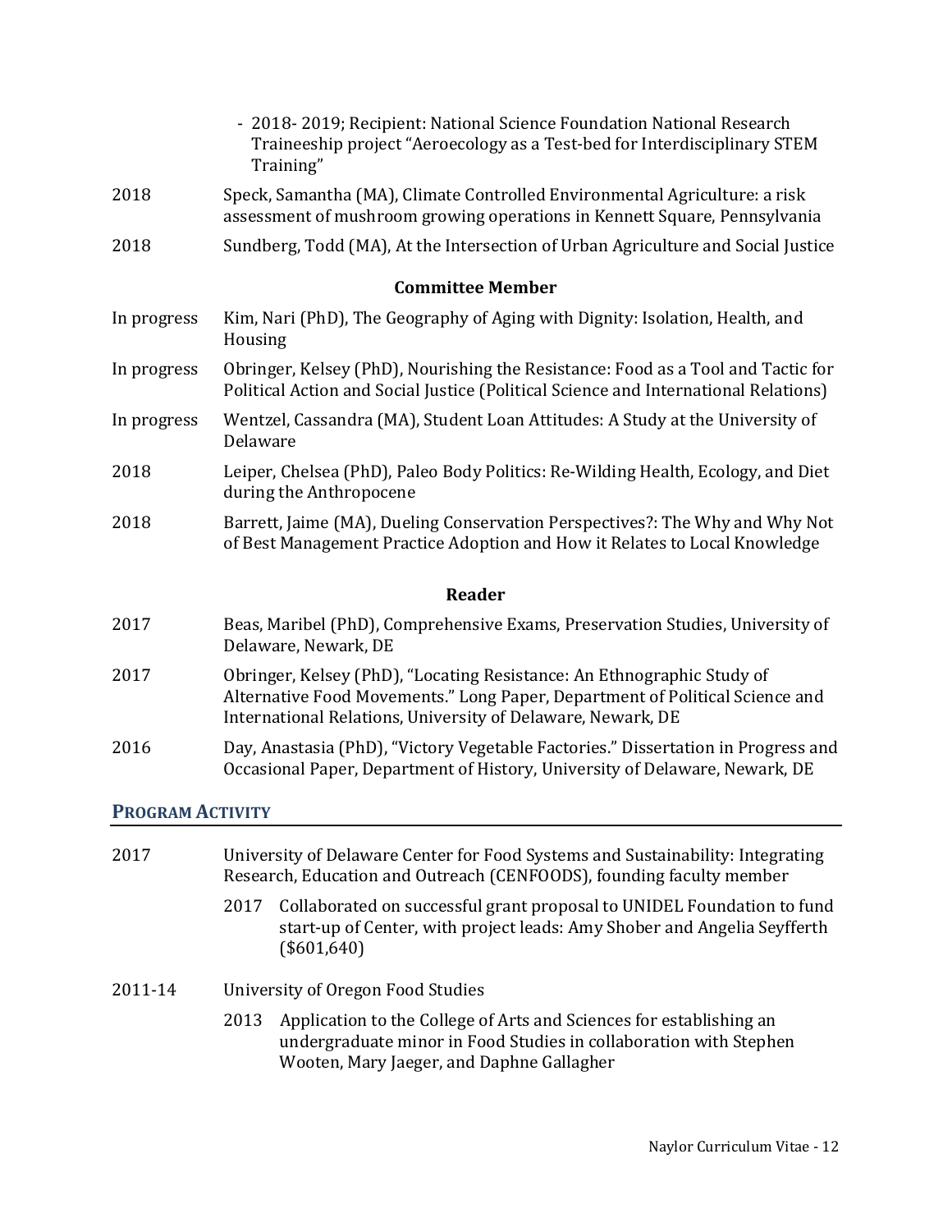- 2018- 2019; Recipient: National Science Foundation National Research Traineeship project "Aeroecology as a Test-bed for Interdisciplinary STEM Training"

2018 Speck, Samantha (MA), Climate Controlled Environmental Agriculture: a risk assessment of mushroom growing operations in Kennett Square, Pennsylvania

2018 Sundberg, Todd (MA), At the Intersection of Urban Agriculture and Social Justice

**Committee Member**

In progress Kim, Nari (PhD), The Geography of Aging with Dignity: Isolation, Health, and Housing

In progress Obringer, Kelsey (PhD), Nourishing the Resistance: Food as a Tool and Tactic for Political Action and Social Justice (Political Science and International Relations)

In progress Wentzel, Cassandra (MA), Student Loan Attitudes: A Study at the University of Delaware

2018 Leiper, Chelsea (PhD), Paleo Body Politics: Re-Wilding Health, Ecology, and Diet during the Anthropocene

2018 Barrett, Jaime (MA), Dueling Conservation Perspectives?: The Why and Why Not of Best Management Practice Adoption and How it Relates to Local Knowledge

**Reader**

2017 Beas, Maribel (PhD), Comprehensive Exams, Preservation Studies, University of Delaware, Newark, DE

2017 Obringer, Kelsey (PhD), "Locating Resistance: An Ethnographic Study of Alternative Food Movements." Long Paper, Department of Political Science and International Relations, University of Delaware, Newark, DE

2016 Day, Anastasia (PhD), "Victory Vegetable Factories." Dissertation in Progress and Occasional Paper, Department of History, University of Delaware, Newark, DE

## Program Activity

2017 University of Delaware Center for Food Systems and Sustainability: Integrating Research, Education and Outreach (CENFOODS), founding faculty member

- 2017 Collaborated on successful grant proposal to UNIDEL Foundation to fund start-up of Center, with project leads: Amy Shober and Angelia Seyfferth ($601,640)

2011-14 University of Oregon Food Studies

- 2013 Application to the College of Arts and Sciences for establishing an undergraduate minor in Food Studies in collaboration with Stephen Wooten, Mary Jaeger, and Daphne Gallagher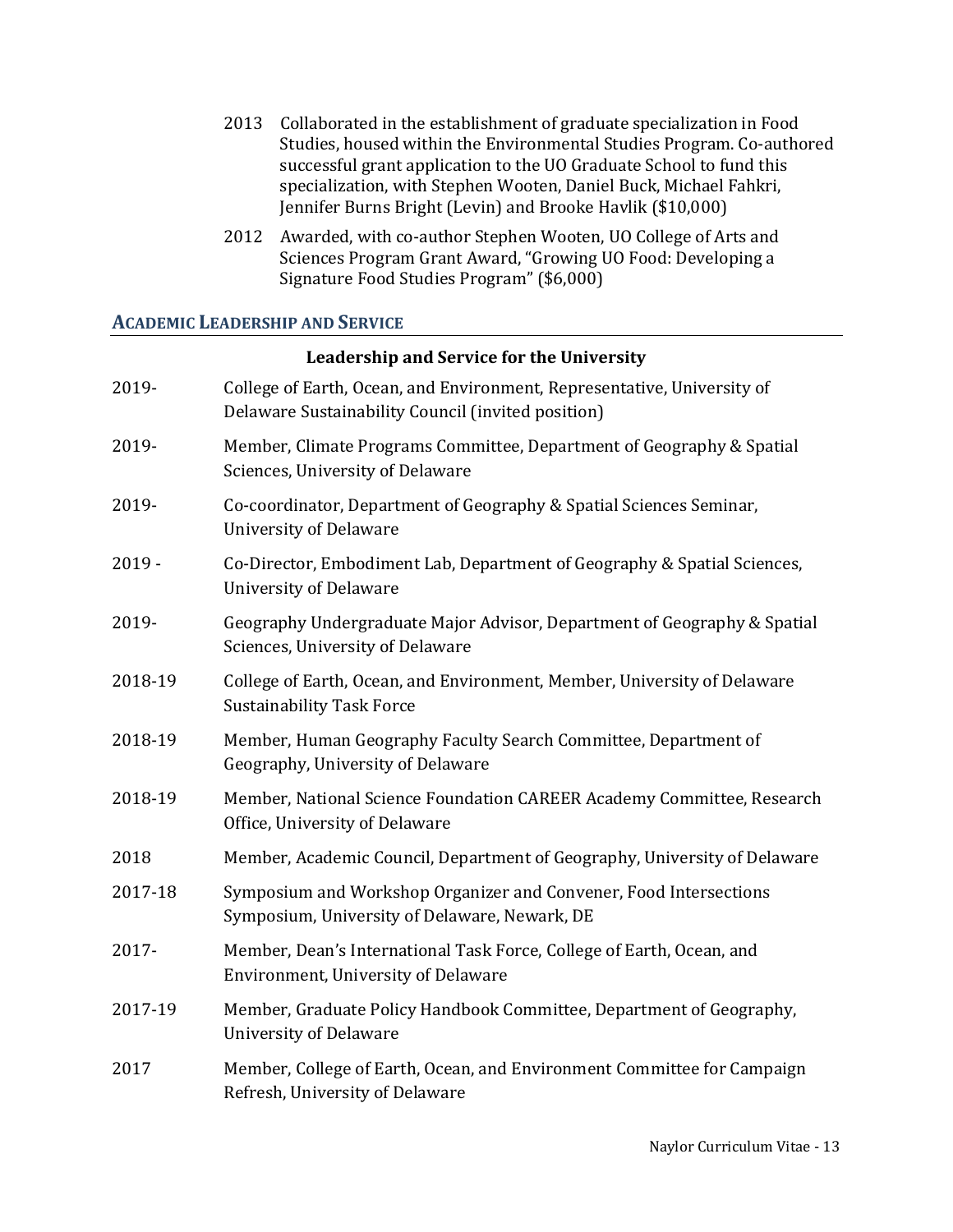- 2013 Collaborated in the establishment of graduate specialization in Food Studies, housed within the Environmental Studies Program. Co-authored successful grant application to the UO Graduate School to fund this specialization, with Stephen Wooten, Daniel Buck, Michael Fahkri, Jennifer Burns Bright (Levin) and Brooke Havlik ($10,000)
- 2012 Awarded, with co-author Stephen Wooten, UO College of Arts and Sciences Program Grant Award, "Growing UO Food: Developing a Signature Food Studies Program" ($6,000)

## ACADEMIC LEADERSHIP AND SERVICE

### Leadership and Service for the University

| | |
|---|---|
| 2019- | College of Earth, Ocean, and Environment, Representative, University of Delaware Sustainability Council (invited position) |
| 2019- | Member, Climate Programs Committee, Department of Geography & Spatial Sciences, University of Delaware |
| 2019- | Co-coordinator, Department of Geography & Spatial Sciences Seminar, University of Delaware |
| 2019 - | Co-Director, Embodiment Lab, Department of Geography & Spatial Sciences, University of Delaware |
| 2019- | Geography Undergraduate Major Advisor, Department of Geography & Spatial Sciences, University of Delaware |
| 2018-19 | College of Earth, Ocean, and Environment, Member, University of Delaware Sustainability Task Force |
| 2018-19 | Member, Human Geography Faculty Search Committee, Department of Geography, University of Delaware |
| 2018-19 | Member, National Science Foundation CAREER Academy Committee, Research Office, University of Delaware |
| 2018 | Member, Academic Council, Department of Geography, University of Delaware |
| 2017-18 | Symposium and Workshop Organizer and Convener, Food Intersections Symposium, University of Delaware, Newark, DE |
| 2017- | Member, Dean's International Task Force, College of Earth, Ocean, and Environment, University of Delaware |
| 2017-19 | Member, Graduate Policy Handbook Committee, Department of Geography, University of Delaware |
| 2017 | Member, College of Earth, Ocean, and Environment Committee for Campaign Refresh, University of Delaware |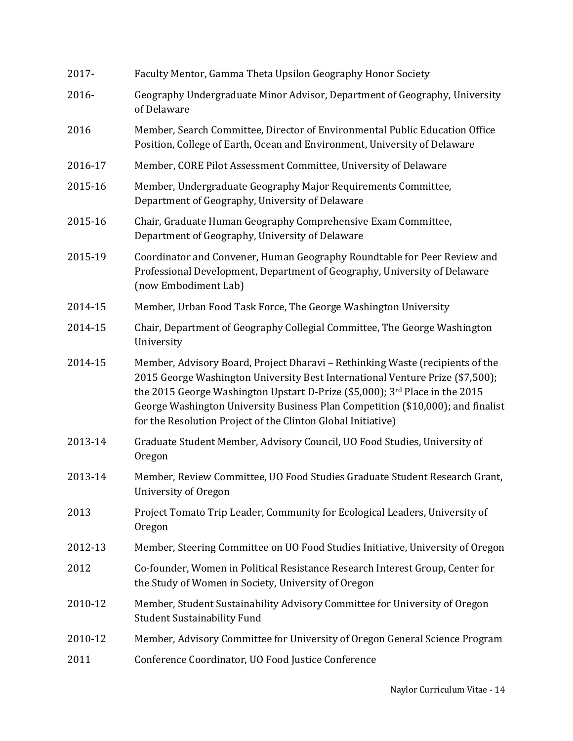2017- Faculty Mentor, Gamma Theta Upsilon Geography Honor Society

2016- Geography Undergraduate Minor Advisor, Department of Geography, University of Delaware

2016 Member, Search Committee, Director of Environmental Public Education Office Position, College of Earth, Ocean and Environment, University of Delaware

2016-17 Member, CORE Pilot Assessment Committee, University of Delaware

2015-16 Member, Undergraduate Geography Major Requirements Committee, Department of Geography, University of Delaware

2015-16 Chair, Graduate Human Geography Comprehensive Exam Committee, Department of Geography, University of Delaware

2015-19 Coordinator and Convener, Human Geography Roundtable for Peer Review and Professional Development, Department of Geography, University of Delaware (now Embodiment Lab)

2014-15 Member, Urban Food Task Force, The George Washington University

2014-15 Chair, Department of Geography Collegial Committee, The George Washington University

2014-15 Member, Advisory Board, Project Dharavi – Rethinking Waste (recipients of the 2015 George Washington University Best International Venture Prize ($7,500); the 2015 George Washington Upstart D-Prize ($5,000); 3rd Place in the 2015 George Washington University Business Plan Competition ($10,000); and finalist for the Resolution Project of the Clinton Global Initiative)

2013-14 Graduate Student Member, Advisory Council, UO Food Studies, University of Oregon

2013-14 Member, Review Committee, UO Food Studies Graduate Student Research Grant, University of Oregon

2013 Project Tomato Trip Leader, Community for Ecological Leaders, University of Oregon

2012-13 Member, Steering Committee on UO Food Studies Initiative, University of Oregon

2012 Co-founder, Women in Political Resistance Research Interest Group, Center for the Study of Women in Society, University of Oregon

2010-12 Member, Student Sustainability Advisory Committee for University of Oregon Student Sustainability Fund

2010-12 Member, Advisory Committee for University of Oregon General Science Program

2011 Conference Coordinator, UO Food Justice Conference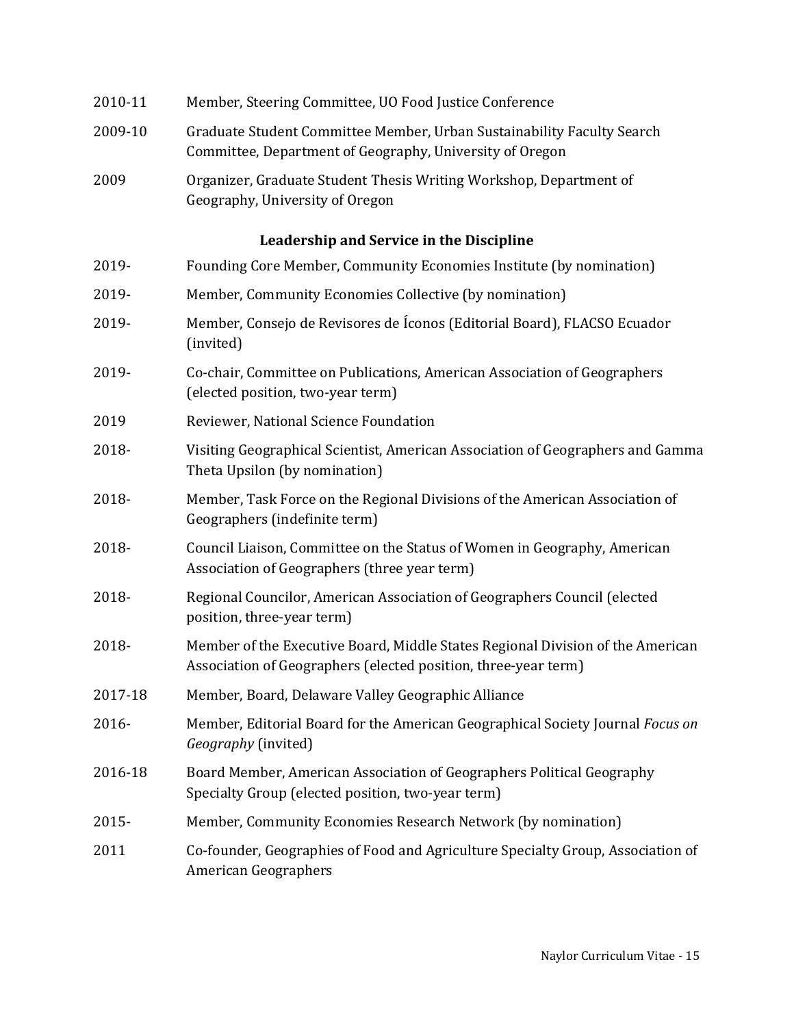2010-11 Member, Steering Committee, UO Food Justice Conference

2009-10 Graduate Student Committee Member, Urban Sustainability Faculty Search Committee, Department of Geography, University of Oregon

2009 Organizer, Graduate Student Thesis Writing Workshop, Department of Geography, University of Oregon

### Leadership and Service in the Discipline

2019- Founding Core Member, Community Economies Institute (by nomination)

2019- Member, Community Economies Collective (by nomination)

2019- Member, Consejo de Revisores de Íconos (Editorial Board), FLACSO Ecuador (invited)

2019- Co-chair, Committee on Publications, American Association of Geographers (elected position, two-year term)

2019 Reviewer, National Science Foundation

2018- Visiting Geographical Scientist, American Association of Geographers and Gamma Theta Upsilon (by nomination)

2018- Member, Task Force on the Regional Divisions of the American Association of Geographers (indefinite term)

2018- Council Liaison, Committee on the Status of Women in Geography, American Association of Geographers (three year term)

2018- Regional Councilor, American Association of Geographers Council (elected position, three-year term)

2018- Member of the Executive Board, Middle States Regional Division of the American Association of Geographers (elected position, three-year term)

2017-18 Member, Board, Delaware Valley Geographic Alliance

2016- Member, Editorial Board for the American Geographical Society Journal *Focus on Geography* (invited)

2016-18 Board Member, American Association of Geographers Political Geography Specialty Group (elected position, two-year term)

2015- Member, Community Economies Research Network (by nomination)

2011 Co-founder, Geographies of Food and Agriculture Specialty Group, Association of American Geographers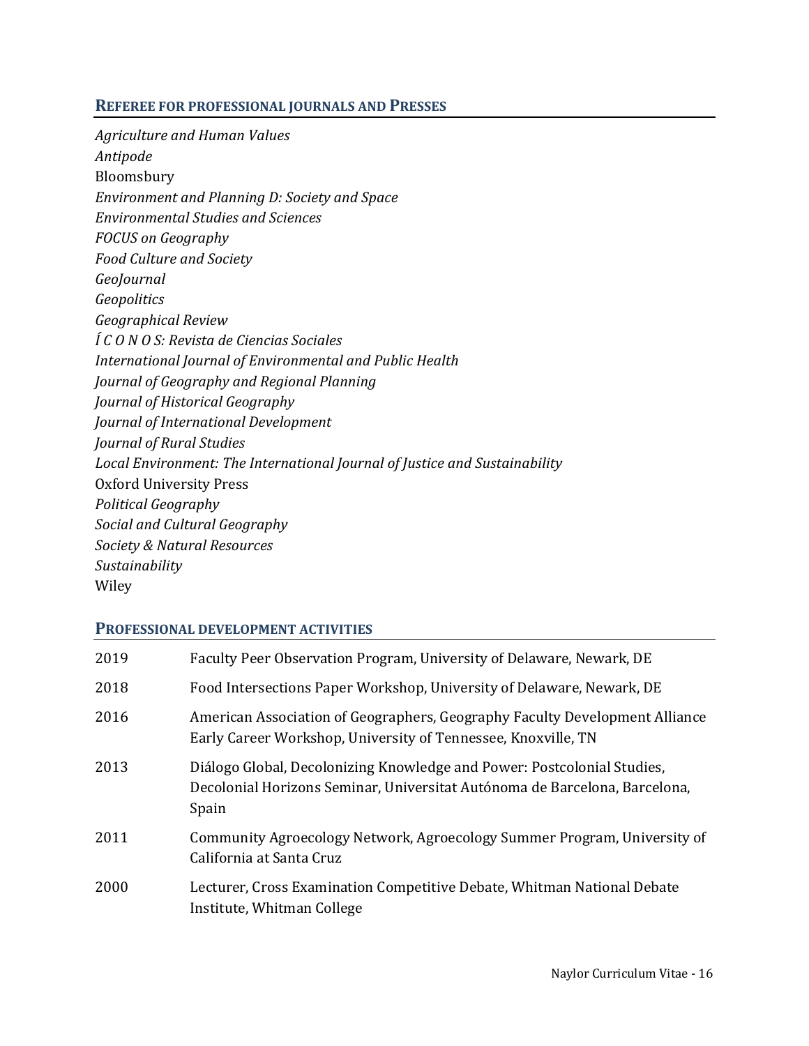## REFEREE FOR PROFESSIONAL JOURNALS AND PRESSES

*Agriculture and Human Values*
*Antipode*
Bloomsbury
*Environment and Planning D: Society and Space*
*Environmental Studies and Sciences*
*FOCUS on Geography*
*Food Culture and Society*
*GeoJournal*
*Geopolitics*
*Geographical Review*
*Í C O N O S: Revista de Ciencias Sociales*
*International Journal of Environmental and Public Health*
*Journal of Geography and Regional Planning*
*Journal of Historical Geography*
*Journal of International Development*
*Journal of Rural Studies*
*Local Environment: The International Journal of Justice and Sustainability*
Oxford University Press
*Political Geography*
*Social and Cultural Geography*
*Society & Natural Resources*
*Sustainability*
Wiley

## PROFESSIONAL DEVELOPMENT ACTIVITIES

| | |
|---|---|
| 2019 | Faculty Peer Observation Program, University of Delaware, Newark, DE |
| 2018 | Food Intersections Paper Workshop, University of Delaware, Newark, DE |
| 2016 | American Association of Geographers, Geography Faculty Development Alliance Early Career Workshop, University of Tennessee, Knoxville, TN |
| 2013 | Diálogo Global, Decolonizing Knowledge and Power: Postcolonial Studies, Decolonial Horizons Seminar, Universitat Autónoma de Barcelona, Barcelona, Spain |
| 2011 | Community Agroecology Network, Agroecology Summer Program, University of California at Santa Cruz |
| 2000 | Lecturer, Cross Examination Competitive Debate, Whitman National Debate Institute, Whitman College |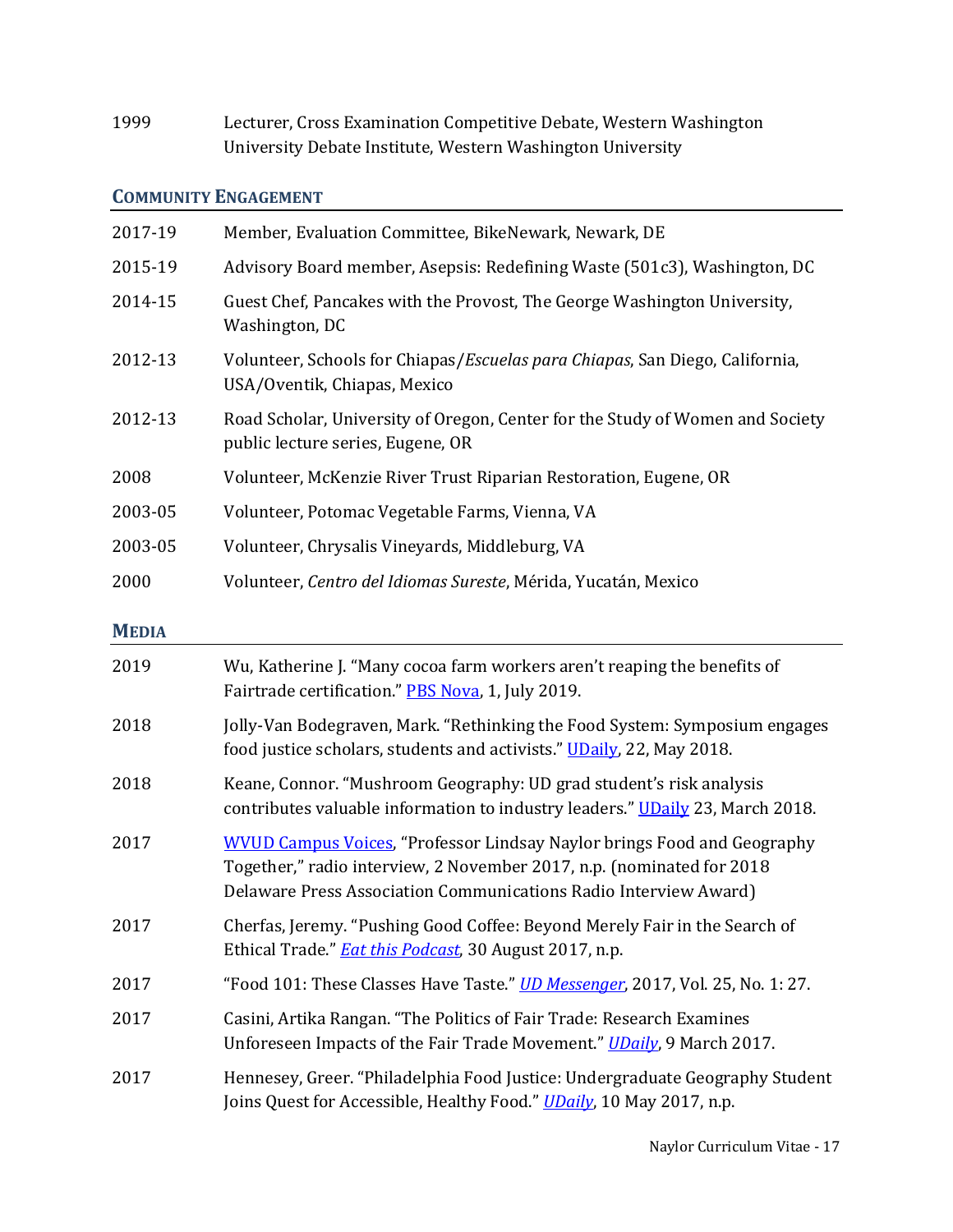1999 Lecturer, Cross Examination Competitive Debate, Western Washington University Debate Institute, Western Washington University

## COMMUNITY ENGAGEMENT

2017-19 Member, Evaluation Committee, BikeNewark, Newark, DE

2015-19 Advisory Board member, Asepsis: Redefining Waste (501c3), Washington, DC

2014-15 Guest Chef, Pancakes with the Provost, The George Washington University, Washington, DC

2012-13 Volunteer, Schools for Chiapas/*Escuelas para Chiapas*, San Diego, California, USA/Oventik, Chiapas, Mexico

2012-13 Road Scholar, University of Oregon, Center for the Study of Women and Society public lecture series, Eugene, OR

2008 Volunteer, McKenzie River Trust Riparian Restoration, Eugene, OR

2003-05 Volunteer, Potomac Vegetable Farms, Vienna, VA

2003-05 Volunteer, Chrysalis Vineyards, Middleburg, VA

2000 Volunteer, *Centro del Idiomas Sureste*, Mérida, Yucatán, Mexico

## MEDIA

2019 Wu, Katherine J. "Many cocoa farm workers aren't reaping the benefits of Fairtrade certification." PBS Nova, 1, July 2019.

2018 Jolly-Van Bodegraven, Mark. "Rethinking the Food System: Symposium engages food justice scholars, students and activists." UDaily, 22, May 2018.

2018 Keane, Connor. "Mushroom Geography: UD grad student's risk analysis contributes valuable information to industry leaders." UDaily 23, March 2018.

2017 WVUD Campus Voices, "Professor Lindsay Naylor brings Food and Geography Together," radio interview, 2 November 2017, n.p. (nominated for 2018 Delaware Press Association Communications Radio Interview Award)

2017 Cherfas, Jeremy. "Pushing Good Coffee: Beyond Merely Fair in the Search of Ethical Trade." *Eat this Podcast*, 30 August 2017, n.p.

2017 "Food 101: These Classes Have Taste." *UD Messenger*, 2017, Vol. 25, No. 1: 27.

2017 Casini, Artika Rangan. "The Politics of Fair Trade: Research Examines Unforeseen Impacts of the Fair Trade Movement." *UDaily*, 9 March 2017.

2017 Hennesey, Greer. "Philadelphia Food Justice: Undergraduate Geography Student Joins Quest for Accessible, Healthy Food." *UDaily*, 10 May 2017, n.p.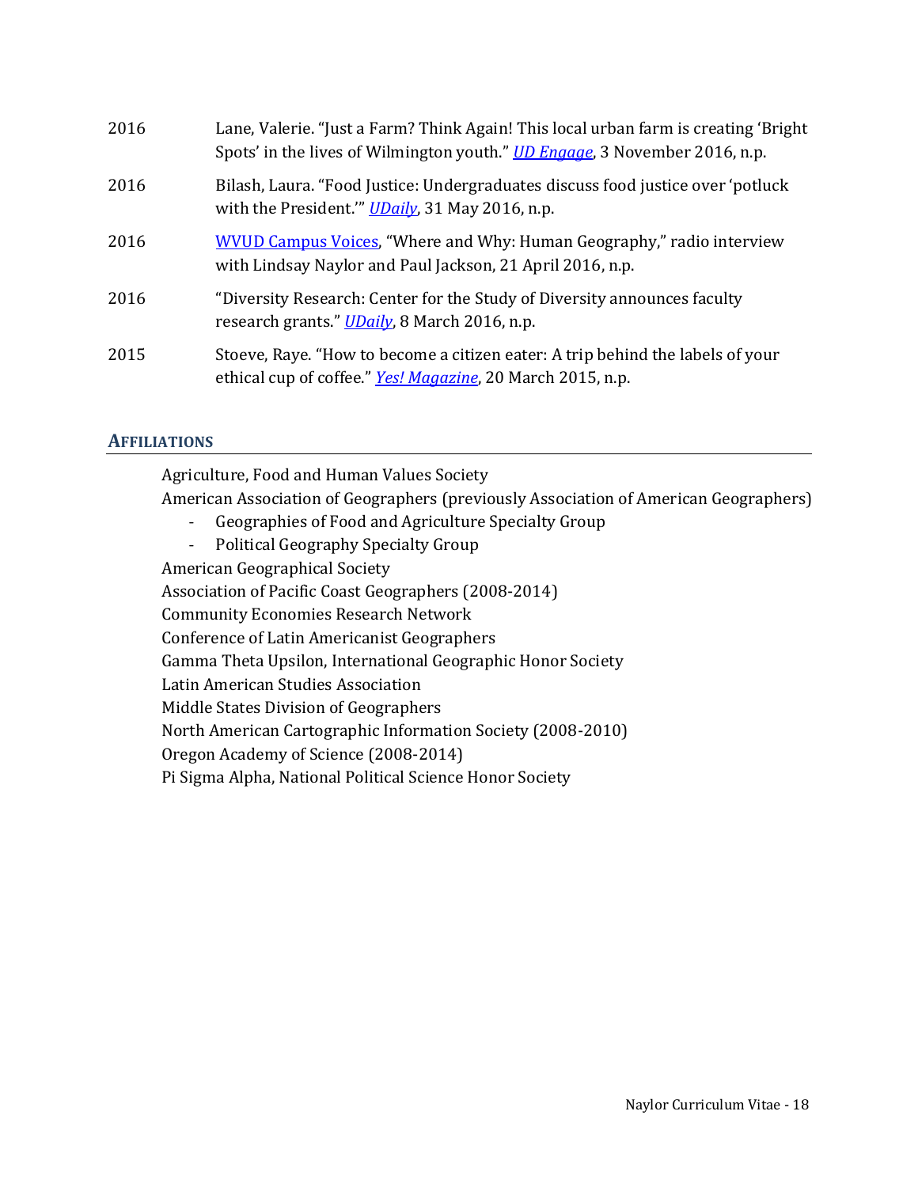2016 Lane, Valerie. "Just a Farm? Think Again! This local urban farm is creating 'Bright Spots' in the lives of Wilmington youth." *UD Engage*, 3 November 2016, n.p.

2016 Bilash, Laura. "Food Justice: Undergraduates discuss food justice over 'potluck with the President.'" *UDaily*, 31 May 2016, n.p.

2016 WVUD Campus Voices, "Where and Why: Human Geography," radio interview with Lindsay Naylor and Paul Jackson, 21 April 2016, n.p.

2016 "Diversity Research: Center for the Study of Diversity announces faculty research grants." *UDaily*, 8 March 2016, n.p.

2015 Stoeve, Raye. "How to become a citizen eater: A trip behind the labels of your ethical cup of coffee." *Yes! Magazine*, 20 March 2015, n.p.

## AFFILIATIONS

Agriculture, Food and Human Values Society

American Association of Geographers (previously Association of American Geographers)

- Geographies of Food and Agriculture Specialty Group
- Political Geography Specialty Group

American Geographical Society

Association of Pacific Coast Geographers (2008-2014)

Community Economies Research Network

Conference of Latin Americanist Geographers

Gamma Theta Upsilon, International Geographic Honor Society

Latin American Studies Association

Middle States Division of Geographers

North American Cartographic Information Society (2008-2010)

Oregon Academy of Science (2008-2014)

Pi Sigma Alpha, National Political Science Honor Society